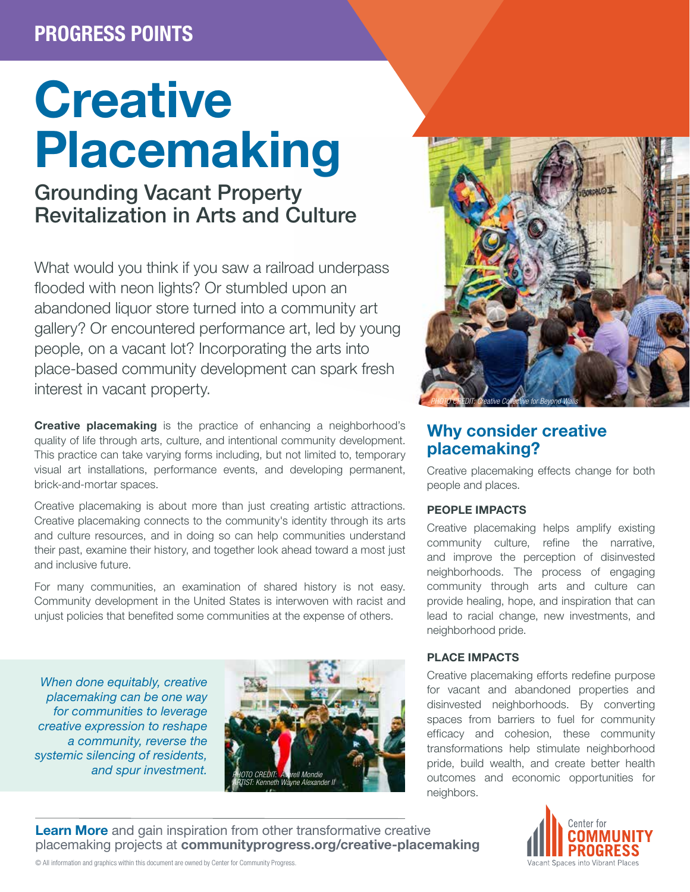PROGRESS POINTS

# Creative Placemaking

## Grounding Vacant Property Revitalization in Arts and Culture

What would you think if you saw a railroad underpass flooded with neon lights? Or stumbled upon an abandoned liquor store turned into a community art gallery? Or encountered performance art, led by young people, on a vacant lot? Incorporating the arts into place-based community development can spark fresh interest in vacant property.

**Creative placemaking** is the practice of enhancing a neighborhood's quality of life through arts, culture, and intentional community development. This practice can take varying forms including, but not limited to, temporary visual art installations, performance events, and developing permanent, brick-and-mortar spaces.

Creative placemaking is about more than just creating artistic attractions. Creative placemaking connects to the community's identity through its arts and culture resources, and in doing so can help communities understand their past, examine their history, and together look ahead toward a most just and inclusive future.

For many communities, an examination of shared history is not easy. Community development in the United States is interwoven with racist and unjust policies that benefited some communities at the expense of others.

*When done equitably, creative placemaking can be one way for communities to leverage creative expression to reshape a community, reverse the systemic silencing of residents, and spur investment.*

PHOTO CREDIT: Averell Mondie
ARTIST: Kenneth Wayne Alexander II

PHOTO CREDIT: Creative Collective for Beyond Walls

## Why consider creative placemaking?

Creative placemaking effects change for both people and places.

### PEOPLE IMPACTS

Creative placemaking helps amplify existing community culture, refine the narrative, and improve the perception of disinvested neighborhoods. The process of engaging community through arts and culture can provide healing, hope, and inspiration that can lead to racial change, new investments, and neighborhood pride.

### PLACE IMPACTS

Creative placemaking efforts redefine purpose for vacant and abandoned properties and disinvested neighborhoods. By converting spaces from barriers to fuel for community efficacy and cohesion, these community transformations help stimulate neighborhood pride, build wealth, and create better health outcomes and economic opportunities for neighbors.

**Learn More** and gain inspiration from other transformative creative placemaking projects at **communityprogress.org/creative-placemaking**

Center for COMMUNITY PROGRESS
Vacant Spaces into Vibrant Places

© All information and graphics within this document are owned by Center for Community Progress.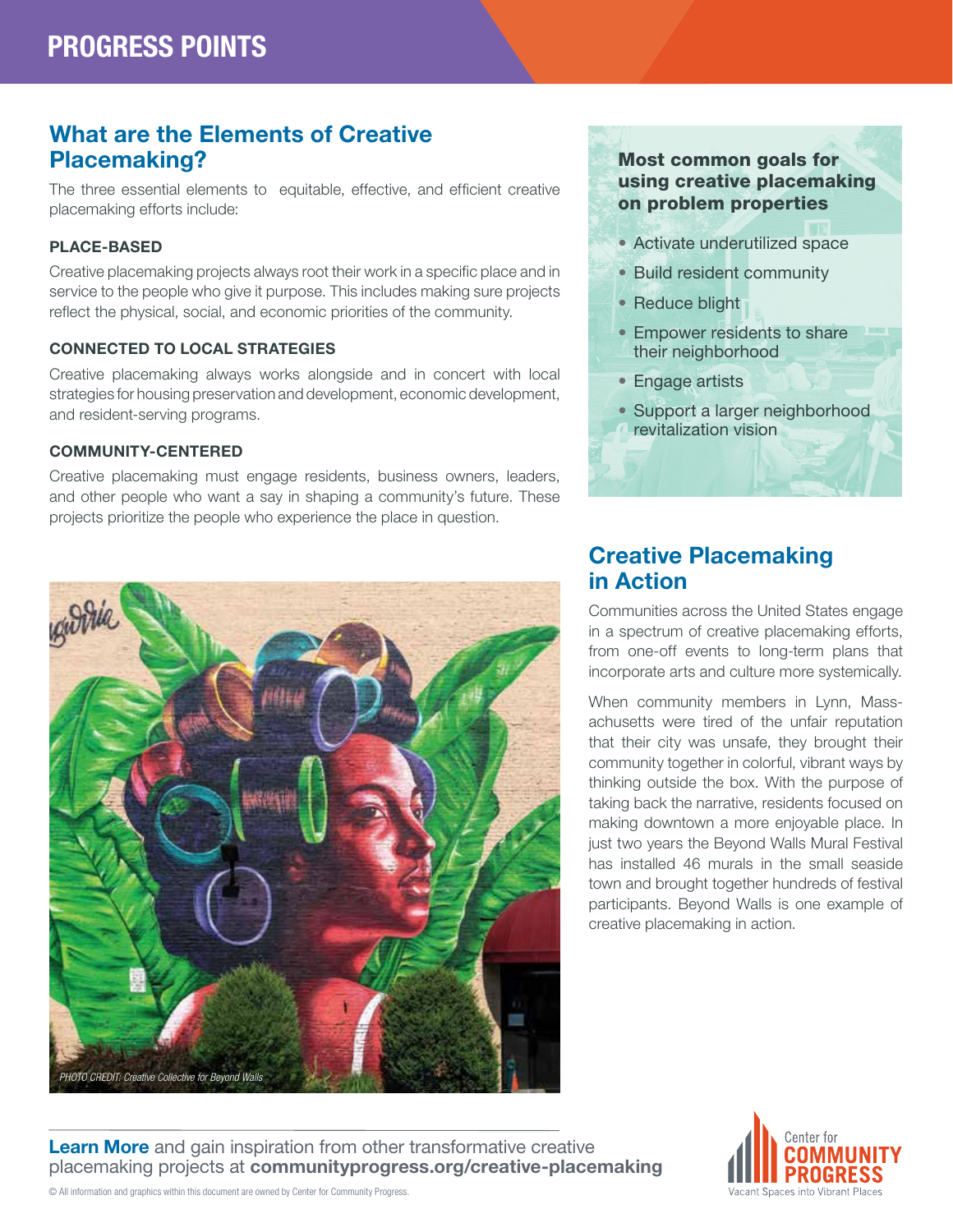# PROGRESS POINTS

## What are the Elements of Creative Placemaking?

The three essential elements to equitable, effective, and efficient creative placemaking efforts include:

### PLACE-BASED

Creative placemaking projects always root their work in a specific place and in service to the people who give it purpose. This includes making sure projects reflect the physical, social, and economic priorities of the community.

### CONNECTED TO LOCAL STRATEGIES

Creative placemaking always works alongside and in concert with local strategies for housing preservation and development, economic development, and resident-serving programs.

### COMMUNITY-CENTERED

Creative placemaking must engage residents, business owners, leaders, and other people who want a say in shaping a community's future. These projects prioritize the people who experience the place in question.

PHOTO CREDIT: Creative Collective for Beyond Walls

**Most common goals for using creative placemaking on problem properties**

- Activate underutilized space
- Build resident community
- Reduce blight
- Empower residents to share their neighborhood
- Engage artists
- Support a larger neighborhood revitalization vision

## Creative Placemaking in Action

Communities across the United States engage in a spectrum of creative placemaking efforts, from one-off events to long-term plans that incorporate arts and culture more systemically.

When community members in Lynn, Massachusetts were tired of the unfair reputation that their city was unsafe, they brought their community together in colorful, vibrant ways by thinking outside the box. With the purpose of taking back the narrative, residents focused on making downtown a more enjoyable place. In just two years the Beyond Walls Mural Festival has installed 46 murals in the small seaside town and brought together hundreds of festival participants. Beyond Walls is one example of creative placemaking in action.

**Learn More** and gain inspiration from other transformative creative placemaking projects at **communityprogress.org/creative-placemaking**

Center for COMMUNITY PROGRESS
Vacant Spaces into Vibrant Places

© All information and graphics within this document are owned by Center for Community Progress.